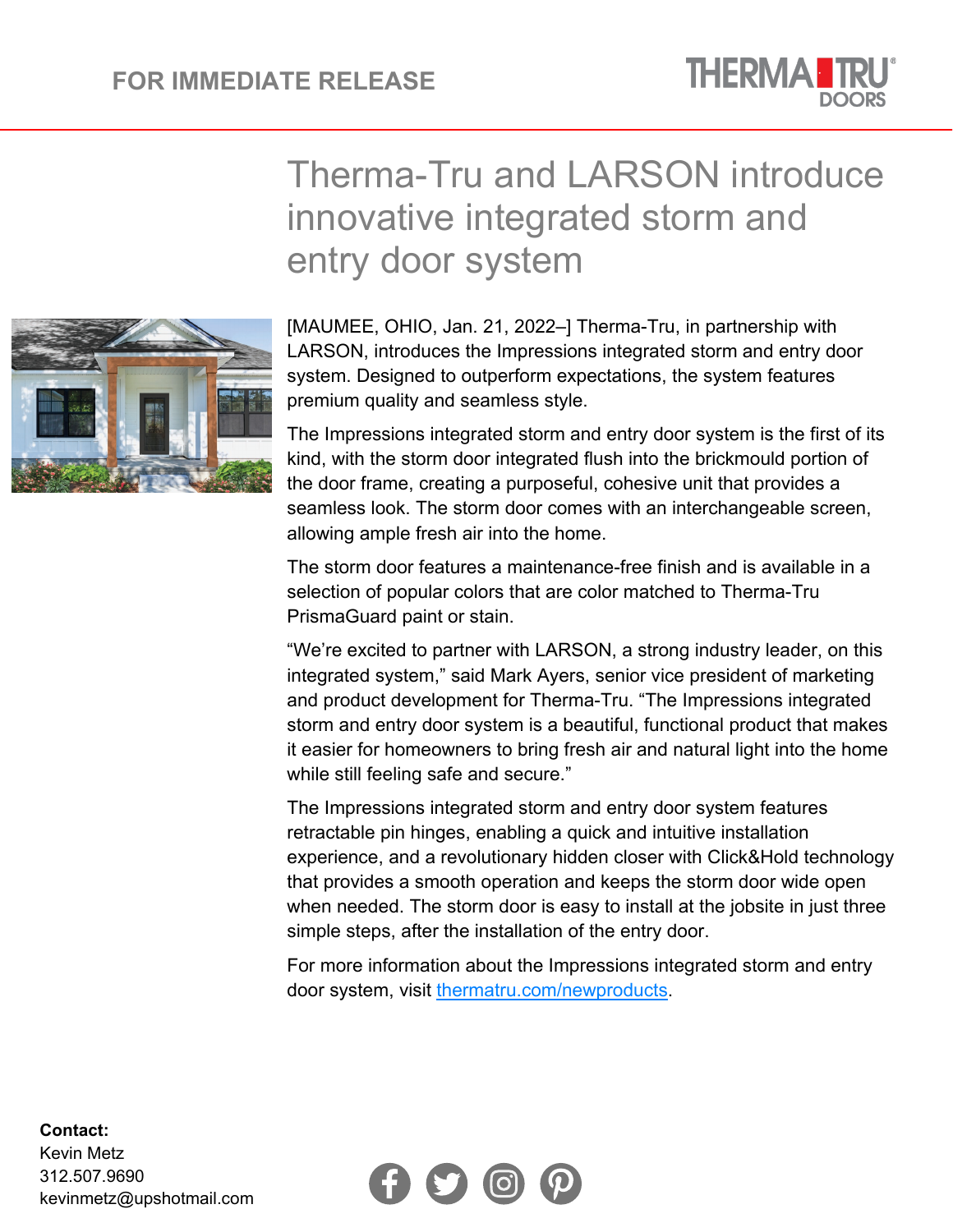FOR IMMEDIATE RELEASE

# Therma-Tru and LARSON introduce innovative integrated storm and entry door system

[MAUMEE, OHIO, Jan. 21, 2022–] Therma-Tru, in partnership with LARSON, introduces the Impressions integrated storm and entry door system. Designed to outperform expectations, the system features premium quality and seamless style.

The Impressions integrated storm and entry door system is the first of its kind, with the storm door integrated flush into the brickmould portion of the door frame, creating a purposeful, cohesive unit that provides a seamless look. The storm door comes with an interchangeable screen, allowing ample fresh air into the home.

The storm door features a maintenance-free finish and is available in a selection of popular colors that are color matched to Therma-Tru PrismaGuard paint or stain.

“We’re excited to partner with LARSON, a strong industry leader, on this integrated system,” said Mark Ayers, senior vice president of marketing and product development for Therma-Tru. “The Impressions integrated storm and entry door system is a beautiful, functional product that makes it easier for homeowners to bring fresh air and natural light into the home while still feeling safe and secure.”

The Impressions integrated storm and entry door system features retractable pin hinges, enabling a quick and intuitive installation experience, and a revolutionary hidden closer with Click&Hold technology that provides a smooth operation and keeps the storm door wide open when needed. The storm door is easy to install at the jobsite in just three simple steps, after the installation of the entry door.

For more information about the Impressions integrated storm and entry door system, visit thermatru.com/newproducts.

**Contact:**
Kevin Metz
312.507.9690
kevinmetz@upshotmail.com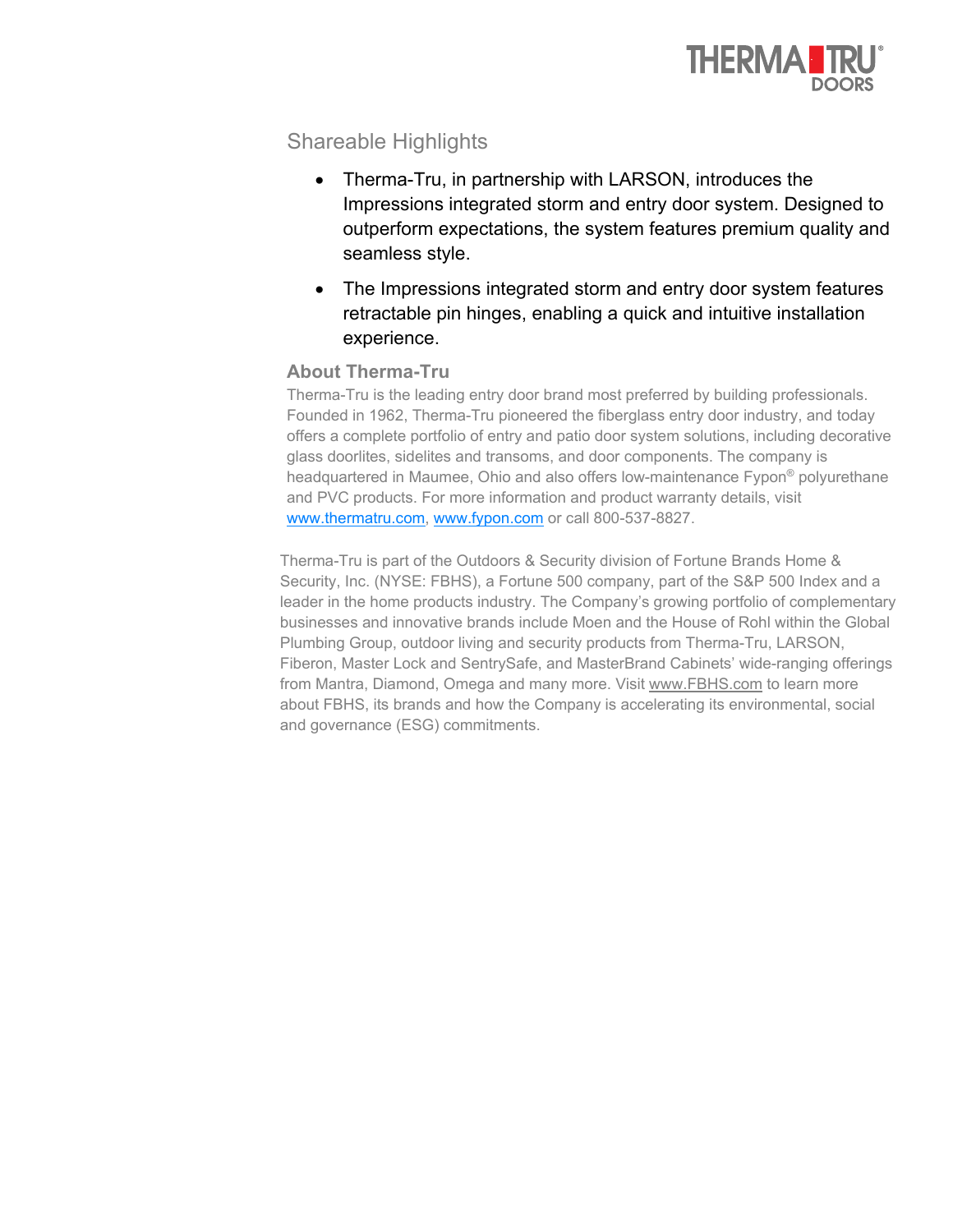## Shareable Highlights

- Therma-Tru, in partnership with LARSON, introduces the Impressions integrated storm and entry door system. Designed to outperform expectations, the system features premium quality and seamless style.
- The Impressions integrated storm and entry door system features retractable pin hinges, enabling a quick and intuitive installation experience.

### About Therma-Tru

Therma-Tru is the leading entry door brand most preferred by building professionals. Founded in 1962, Therma-Tru pioneered the fiberglass entry door industry, and today offers a complete portfolio of entry and patio door system solutions, including decorative glass doorlites, sidelites and transoms, and door components. The company is headquartered in Maumee, Ohio and also offers low-maintenance Fypon® polyurethane and PVC products. For more information and product warranty details, visit www.thermatru.com, www.fypon.com or call 800-537-8827.

Therma-Tru is part of the Outdoors & Security division of Fortune Brands Home & Security, Inc. (NYSE: FBHS), a Fortune 500 company, part of the S&P 500 Index and a leader in the home products industry. The Company's growing portfolio of complementary businesses and innovative brands include Moen and the House of Rohl within the Global Plumbing Group, outdoor living and security products from Therma-Tru, LARSON, Fiberon, Master Lock and SentrySafe, and MasterBrand Cabinets' wide-ranging offerings from Mantra, Diamond, Omega and many more. Visit www.FBHS.com to learn more about FBHS, its brands and how the Company is accelerating its environmental, social and governance (ESG) commitments.